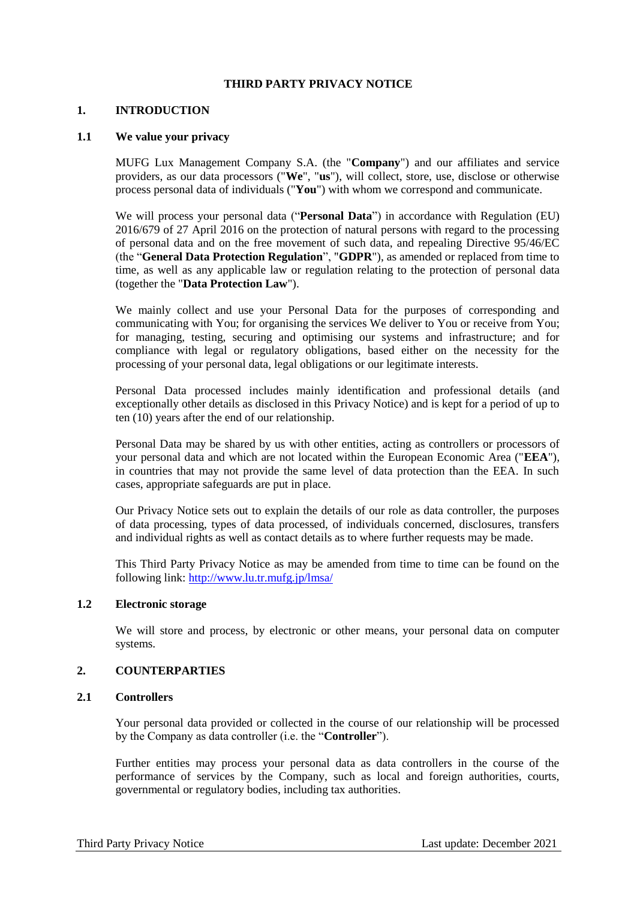# THIRD PARTY PRIVACY NOTICE

## 1. INTRODUCTION

### 1.1 We value your privacy

MUFG Lux Management Company S.A. (the "**Company**") and our affiliates and service providers, as our data processors ("**We**", "**us**"), will collect, store, use, disclose or otherwise process personal data of individuals ("**You**") with whom we correspond and communicate.

We will process your personal data ("**Personal Data**") in accordance with Regulation (EU) 2016/679 of 27 April 2016 on the protection of natural persons with regard to the processing of personal data and on the free movement of such data, and repealing Directive 95/46/EC (the "**General Data Protection Regulation**", "**GDPR**"), as amended or replaced from time to time, as well as any applicable law or regulation relating to the protection of personal data (together the "**Data Protection Law**").

We mainly collect and use your Personal Data for the purposes of corresponding and communicating with You; for organising the services We deliver to You or receive from You; for managing, testing, securing and optimising our systems and infrastructure; and for compliance with legal or regulatory obligations, based either on the necessity for the processing of your personal data, legal obligations or our legitimate interests.

Personal Data processed includes mainly identification and professional details (and exceptionally other details as disclosed in this Privacy Notice) and is kept for a period of up to ten (10) years after the end of our relationship.

Personal Data may be shared by us with other entities, acting as controllers or processors of your personal data and which are not located within the European Economic Area ("**EEA**"), in countries that may not provide the same level of data protection than the EEA. In such cases, appropriate safeguards are put in place.

Our Privacy Notice sets out to explain the details of our role as data controller, the purposes of data processing, types of data processed, of individuals concerned, disclosures, transfers and individual rights as well as contact details as to where further requests may be made.

This Third Party Privacy Notice as may be amended from time to time can be found on the following link: http://www.lu.tr.mufg.jp/lmsa/

### 1.2 Electronic storage

We will store and process, by electronic or other means, your personal data on computer systems.

## 2. COUNTERPARTIES

### 2.1 Controllers

Your personal data provided or collected in the course of our relationship will be processed by the Company as data controller (i.e. the "**Controller**").

Further entities may process your personal data as data controllers in the course of the performance of services by the Company, such as local and foreign authorities, courts, governmental or regulatory bodies, including tax authorities.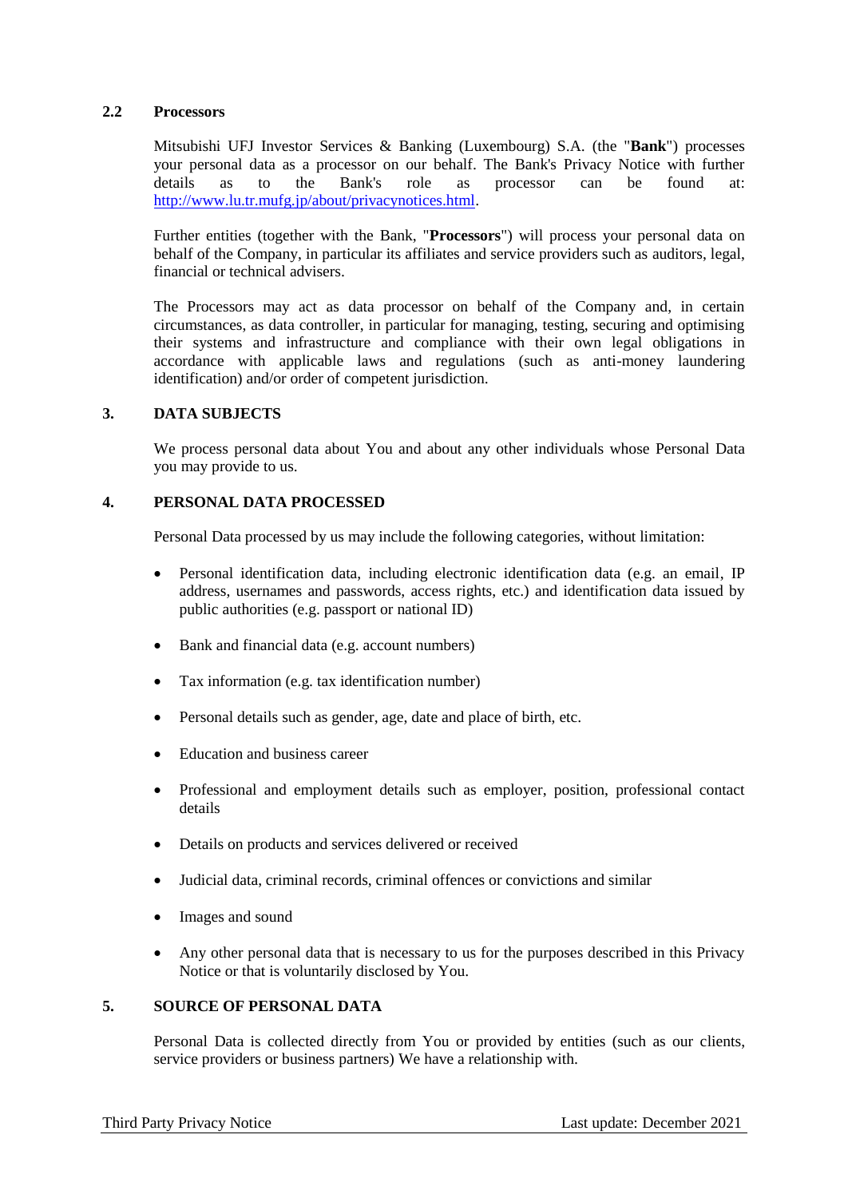### 2.2 Processors

Mitsubishi UFJ Investor Services & Banking (Luxembourg) S.A. (the "**Bank**") processes your personal data as a processor on our behalf. The Bank's Privacy Notice with further details as to the Bank's role as processor can be found at: http://www.lu.tr.mufg.jp/about/privacynotices.html.

Further entities (together with the Bank, "**Processors**") will process your personal data on behalf of the Company, in particular its affiliates and service providers such as auditors, legal, financial or technical advisers.

The Processors may act as data processor on behalf of the Company and, in certain circumstances, as data controller, in particular for managing, testing, securing and optimising their systems and infrastructure and compliance with their own legal obligations in accordance with applicable laws and regulations (such as anti-money laundering identification) and/or order of competent jurisdiction.

## 3. DATA SUBJECTS

We process personal data about You and about any other individuals whose Personal Data you may provide to us.

## 4. PERSONAL DATA PROCESSED

Personal Data processed by us may include the following categories, without limitation:

- Personal identification data, including electronic identification data (e.g. an email, IP address, usernames and passwords, access rights, etc.) and identification data issued by public authorities (e.g. passport or national ID)
- Bank and financial data (e.g. account numbers)
- Tax information (e.g. tax identification number)
- Personal details such as gender, age, date and place of birth, etc.
- Education and business career
- Professional and employment details such as employer, position, professional contact details
- Details on products and services delivered or received
- Judicial data, criminal records, criminal offences or convictions and similar
- Images and sound
- Any other personal data that is necessary to us for the purposes described in this Privacy Notice or that is voluntarily disclosed by You.

## 5. SOURCE OF PERSONAL DATA

Personal Data is collected directly from You or provided by entities (such as our clients, service providers or business partners) We have a relationship with.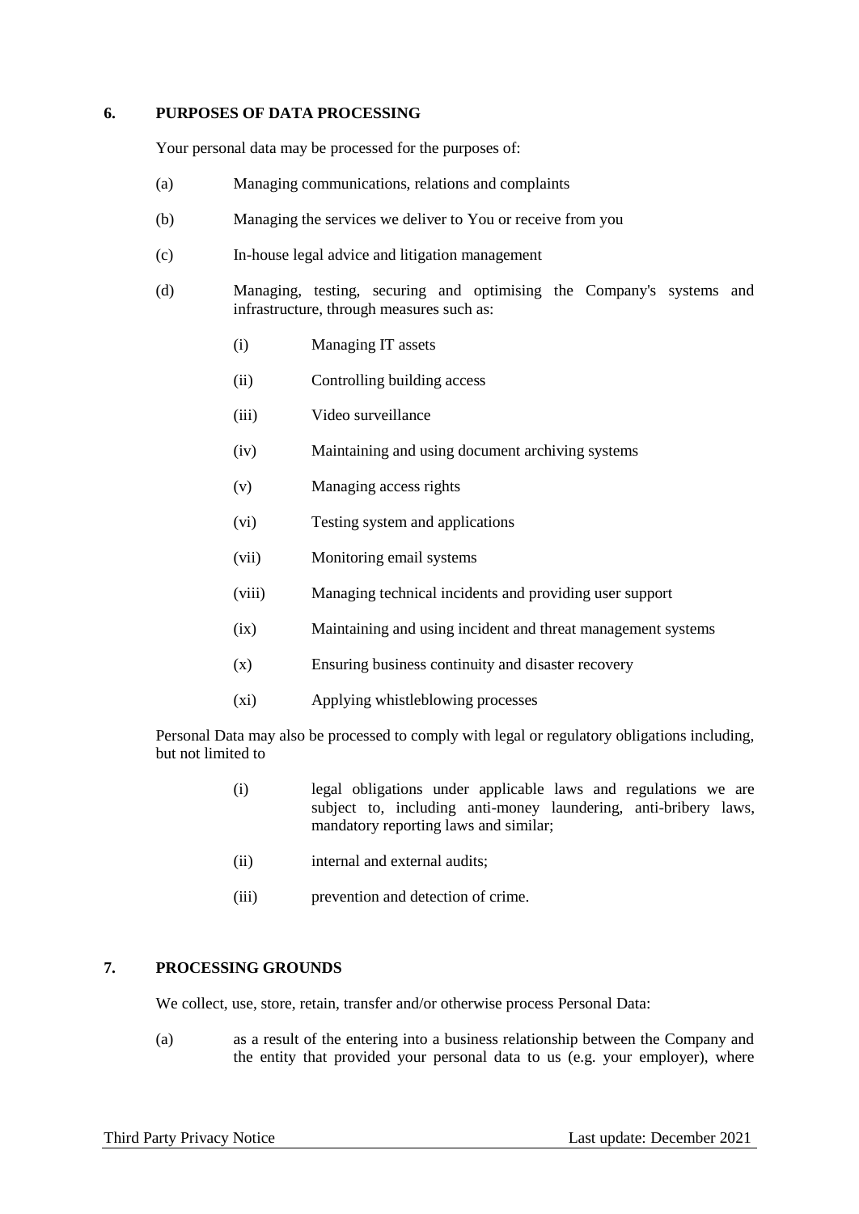## 6. PURPOSES OF DATA PROCESSING

Your personal data may be processed for the purposes of:

(a) Managing communications, relations and complaints

(b) Managing the services we deliver to You or receive from you

(c) In-house legal advice and litigation management

(d) Managing, testing, securing and optimising the Company's systems and infrastructure, through measures such as:

  (i) Managing IT assets

  (ii) Controlling building access

  (iii) Video surveillance

  (iv) Maintaining and using document archiving systems

  (v) Managing access rights

  (vi) Testing system and applications

  (vii) Monitoring email systems

  (viii) Managing technical incidents and providing user support

  (ix) Maintaining and using incident and threat management systems

  (x) Ensuring business continuity and disaster recovery

  (xi) Applying whistleblowing processes

Personal Data may also be processed to comply with legal or regulatory obligations including, but not limited to

  (i) legal obligations under applicable laws and regulations we are subject to, including anti-money laundering, anti-bribery laws, mandatory reporting laws and similar;

  (ii) internal and external audits;

  (iii) prevention and detection of crime.

## 7. PROCESSING GROUNDS

We collect, use, store, retain, transfer and/or otherwise process Personal Data:

(a) as a result of the entering into a business relationship between the Company and the entity that provided your personal data to us (e.g. your employer), where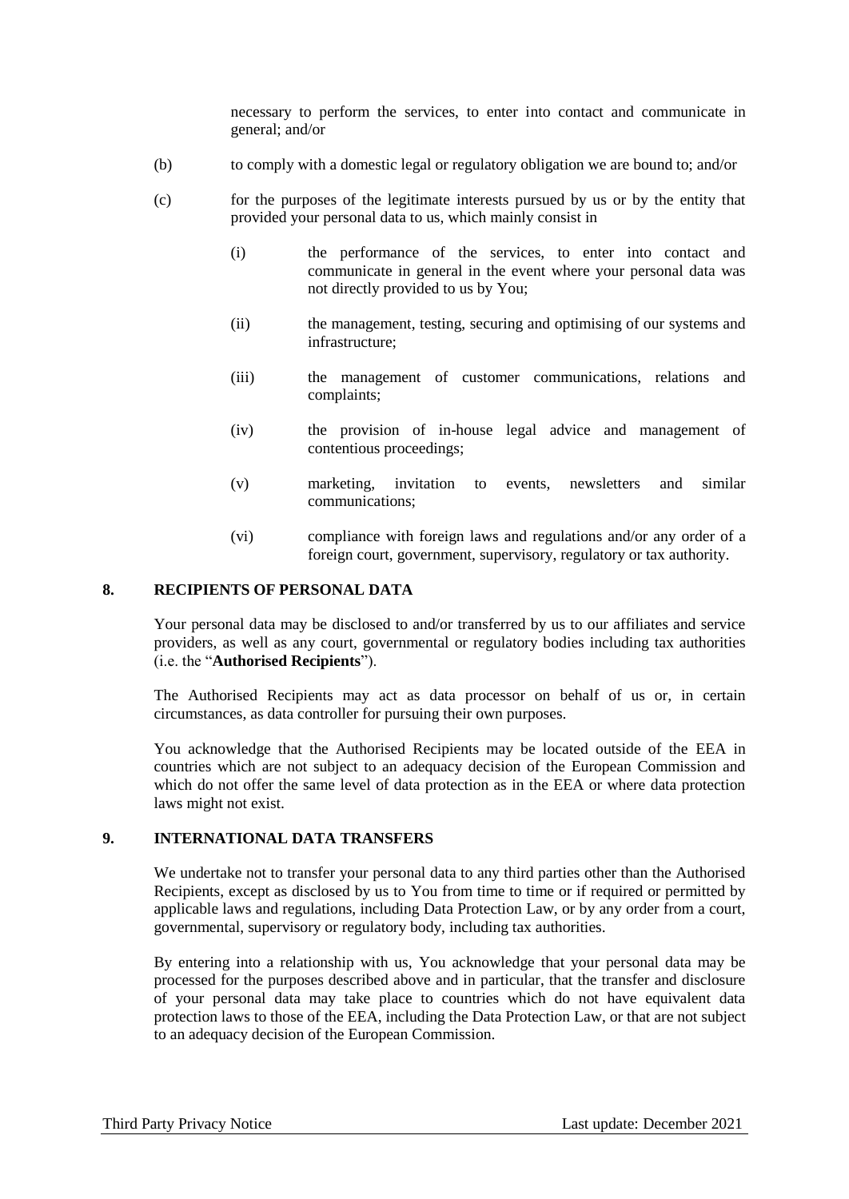necessary to perform the services, to enter into contact and communicate in general; and/or

(b) to comply with a domestic legal or regulatory obligation we are bound to; and/or

(c) for the purposes of the legitimate interests pursued by us or by the entity that provided your personal data to us, which mainly consist in

   (i) the performance of the services, to enter into contact and communicate in general in the event where your personal data was not directly provided to us by You;

   (ii) the management, testing, securing and optimising of our systems and infrastructure;

   (iii) the management of customer communications, relations and complaints;

   (iv) the provision of in-house legal advice and management of contentious proceedings;

   (v) marketing, invitation to events, newsletters and similar communications;

   (vi) compliance with foreign laws and regulations and/or any order of a foreign court, government, supervisory, regulatory or tax authority.

## 8. RECIPIENTS OF PERSONAL DATA

Your personal data may be disclosed to and/or transferred by us to our affiliates and service providers, as well as any court, governmental or regulatory bodies including tax authorities (i.e. the "**Authorised Recipients**").

The Authorised Recipients may act as data processor on behalf of us or, in certain circumstances, as data controller for pursuing their own purposes.

You acknowledge that the Authorised Recipients may be located outside of the EEA in countries which are not subject to an adequacy decision of the European Commission and which do not offer the same level of data protection as in the EEA or where data protection laws might not exist.

## 9. INTERNATIONAL DATA TRANSFERS

We undertake not to transfer your personal data to any third parties other than the Authorised Recipients, except as disclosed by us to You from time to time or if required or permitted by applicable laws and regulations, including Data Protection Law, or by any order from a court, governmental, supervisory or regulatory body, including tax authorities.

By entering into a relationship with us, You acknowledge that your personal data may be processed for the purposes described above and in particular, that the transfer and disclosure of your personal data may take place to countries which do not have equivalent data protection laws to those of the EEA, including the Data Protection Law, or that are not subject to an adequacy decision of the European Commission.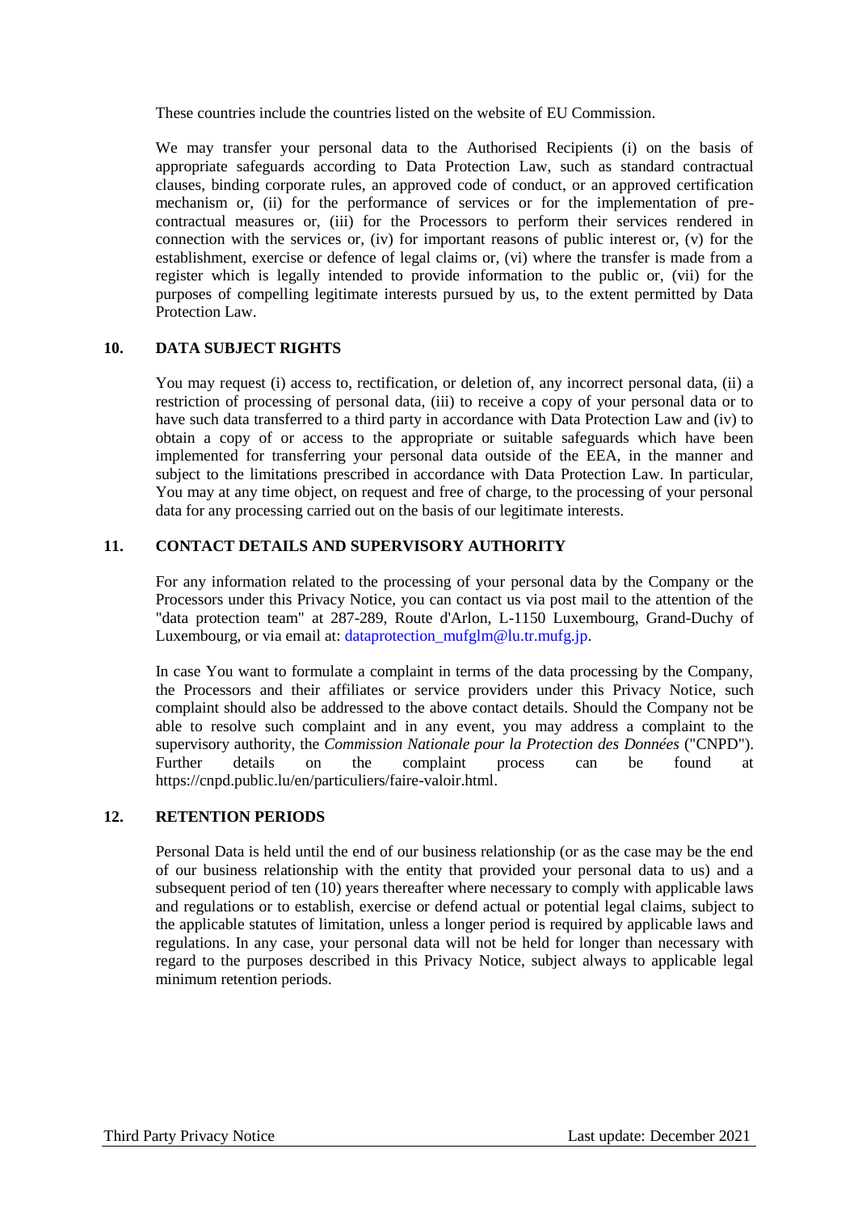These countries include the countries listed on the website of EU Commission.

We may transfer your personal data to the Authorised Recipients (i) on the basis of appropriate safeguards according to Data Protection Law, such as standard contractual clauses, binding corporate rules, an approved code of conduct, or an approved certification mechanism or, (ii) for the performance of services or for the implementation of pre-contractual measures or, (iii) for the Processors to perform their services rendered in connection with the services or, (iv) for important reasons of public interest or, (v) for the establishment, exercise or defence of legal claims or, (vi) where the transfer is made from a register which is legally intended to provide information to the public or, (vii) for the purposes of compelling legitimate interests pursued by us, to the extent permitted by Data Protection Law.

## 10. DATA SUBJECT RIGHTS

You may request (i) access to, rectification, or deletion of, any incorrect personal data, (ii) a restriction of processing of personal data, (iii) to receive a copy of your personal data or to have such data transferred to a third party in accordance with Data Protection Law and (iv) to obtain a copy of or access to the appropriate or suitable safeguards which have been implemented for transferring your personal data outside of the EEA, in the manner and subject to the limitations prescribed in accordance with Data Protection Law. In particular, You may at any time object, on request and free of charge, to the processing of your personal data for any processing carried out on the basis of our legitimate interests.

## 11. CONTACT DETAILS AND SUPERVISORY AUTHORITY

For any information related to the processing of your personal data by the Company or the Processors under this Privacy Notice, you can contact us via post mail to the attention of the "data protection team" at 287-289, Route d'Arlon, L-1150 Luxembourg, Grand-Duchy of Luxembourg, or via email at: dataprotection_mufglm@lu.tr.mufg.jp.

In case You want to formulate a complaint in terms of the data processing by the Company, the Processors and their affiliates or service providers under this Privacy Notice, such complaint should also be addressed to the above contact details. Should the Company not be able to resolve such complaint and in any event, you may address a complaint to the supervisory authority, the *Commission Nationale pour la Protection des Données* ("CNPD"). Further details on the complaint process can be found at https://cnpd.public.lu/en/particuliers/faire-valoir.html.

## 12. RETENTION PERIODS

Personal Data is held until the end of our business relationship (or as the case may be the end of our business relationship with the entity that provided your personal data to us) and a subsequent period of ten (10) years thereafter where necessary to comply with applicable laws and regulations or to establish, exercise or defend actual or potential legal claims, subject to the applicable statutes of limitation, unless a longer period is required by applicable laws and regulations. In any case, your personal data will not be held for longer than necessary with regard to the purposes described in this Privacy Notice, subject always to applicable legal minimum retention periods.